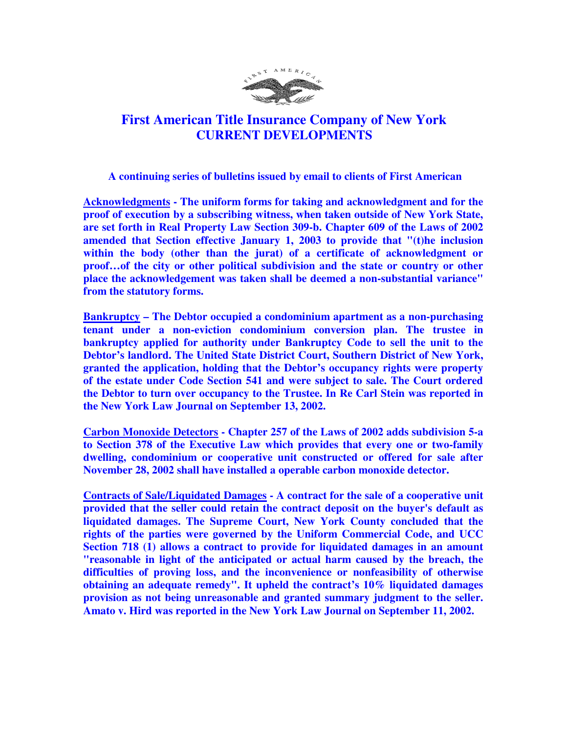# First American Title Insurance Company of New York
# CURRENT DEVELOPMENTS

**A continuing series of bulletins issued by email to clients of First American**

**Acknowledgments - The uniform forms for taking and acknowledgment and for the proof of execution by a subscribing witness, when taken outside of New York State, are set forth in Real Property Law Section 309-b. Chapter 609 of the Laws of 2002 amended that Section effective January 1, 2003 to provide that "(t)he inclusion within the body (other than the jurat) of a certificate of acknowledgment or proof…of the city or other political subdivision and the state or country or other place the acknowledgement was taken shall be deemed a non-substantial variance" from the statutory forms.**

**Bankruptcy – The Debtor occupied a condominium apartment as a non-purchasing tenant under a non-eviction condominium conversion plan. The trustee in bankruptcy applied for authority under Bankruptcy Code to sell the unit to the Debtor's landlord. The United State District Court, Southern District of New York, granted the application, holding that the Debtor's occupancy rights were property of the estate under Code Section 541 and were subject to sale. The Court ordered the Debtor to turn over occupancy to the Trustee. In Re Carl Stein was reported in the New York Law Journal on September 13, 2002.**

**Carbon Monoxide Detectors - Chapter 257 of the Laws of 2002 adds subdivision 5-a to Section 378 of the Executive Law which provides that every one or two-family dwelling, condominium or cooperative unit constructed or offered for sale after November 28, 2002 shall have installed a operable carbon monoxide detector.**

**Contracts of Sale/Liquidated Damages - A contract for the sale of a cooperative unit provided that the seller could retain the contract deposit on the buyer's default as liquidated damages. The Supreme Court, New York County concluded that the rights of the parties were governed by the Uniform Commercial Code, and UCC Section 718 (1) allows a contract to provide for liquidated damages in an amount "reasonable in light of the anticipated or actual harm caused by the breach, the difficulties of proving loss, and the inconvenience or nonfeasibility of otherwise obtaining an adequate remedy". It upheld the contract's 10% liquidated damages provision as not being unreasonable and granted summary judgment to the seller. Amato v. Hird was reported in the New York Law Journal on September 11, 2002.**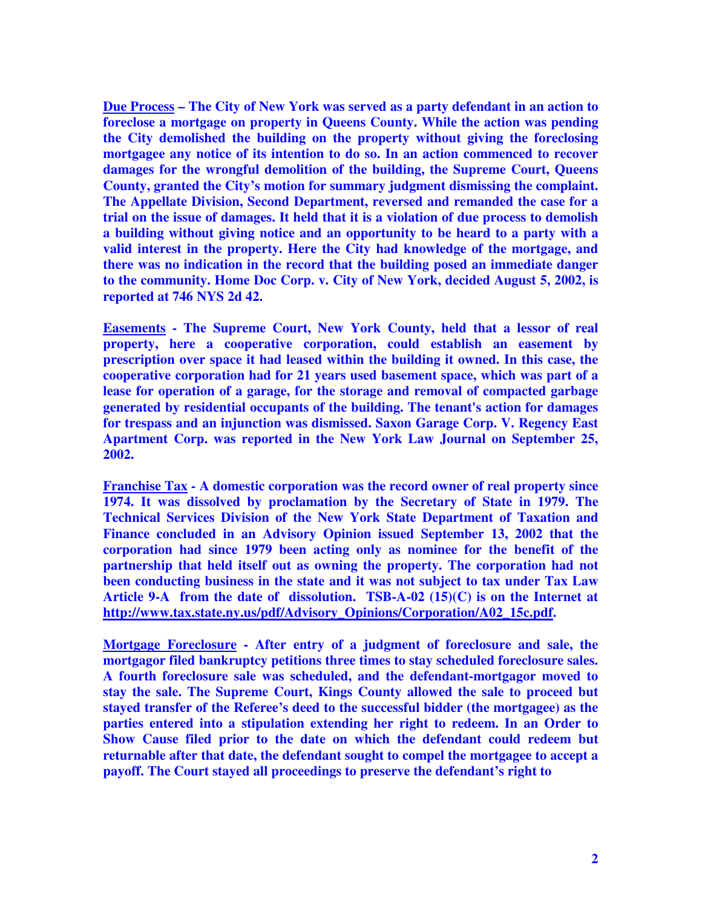**<u>Due Process</u> – The City of New York was served as a party defendant in an action to foreclose a mortgage on property in Queens County. While the action was pending the City demolished the building on the property without giving the foreclosing mortgagee any notice of its intention to do so. In an action commenced to recover damages for the wrongful demolition of the building, the Supreme Court, Queens County, granted the City's motion for summary judgment dismissing the complaint. The Appellate Division, Second Department, reversed and remanded the case for a trial on the issue of damages. It held that it is a violation of due process to demolish a building without giving notice and an opportunity to be heard to a party with a valid interest in the property. Here the City had knowledge of the mortgage, and there was no indication in the record that the building posed an immediate danger to the community. Home Doc Corp. v. City of New York, decided August 5, 2002, is reported at 746 NYS 2d 42.**

**<u>Easements</u> - The Supreme Court, New York County, held that a lessor of real property, here a cooperative corporation, could establish an easement by prescription over space it had leased within the building it owned. In this case, the cooperative corporation had for 21 years used basement space, which was part of a lease for operation of a garage, for the storage and removal of compacted garbage generated by residential occupants of the building. The tenant's action for damages for trespass and an injunction was dismissed. Saxon Garage Corp. V. Regency East Apartment Corp. was reported in the New York Law Journal on September 25, 2002.**

**<u>Franchise Tax</u> - A domestic corporation was the record owner of real property since 1974. It was dissolved by proclamation by the Secretary of State in 1979. The Technical Services Division of the New York State Department of Taxation and Finance concluded in an Advisory Opinion issued September 13, 2002 that the corporation had since 1979 been acting only as nominee for the benefit of the partnership that held itself out as owning the property. The corporation had not been conducting business in the state and it was not subject to tax under Tax Law Article 9-A from the date of dissolution. TSB-A-02 (15)(C) is on the Internet at <u>http://www.tax.state.ny.us/pdf/Advisory_Opinions/Corporation/A02_15c.pdf</u>.**

**<u>Mortgage Foreclosure</u> - After entry of a judgment of foreclosure and sale, the mortgagor filed bankruptcy petitions three times to stay scheduled foreclosure sales. A fourth foreclosure sale was scheduled, and the defendant-mortgagor moved to stay the sale. The Supreme Court, Kings County allowed the sale to proceed but stayed transfer of the Referee's deed to the successful bidder (the mortgagee) as the parties entered into a stipulation extending her right to redeem. In an Order to Show Cause filed prior to the date on which the defendant could redeem but returnable after that date, the defendant sought to compel the mortgagee to accept a payoff. The Court stayed all proceedings to preserve the defendant's right to**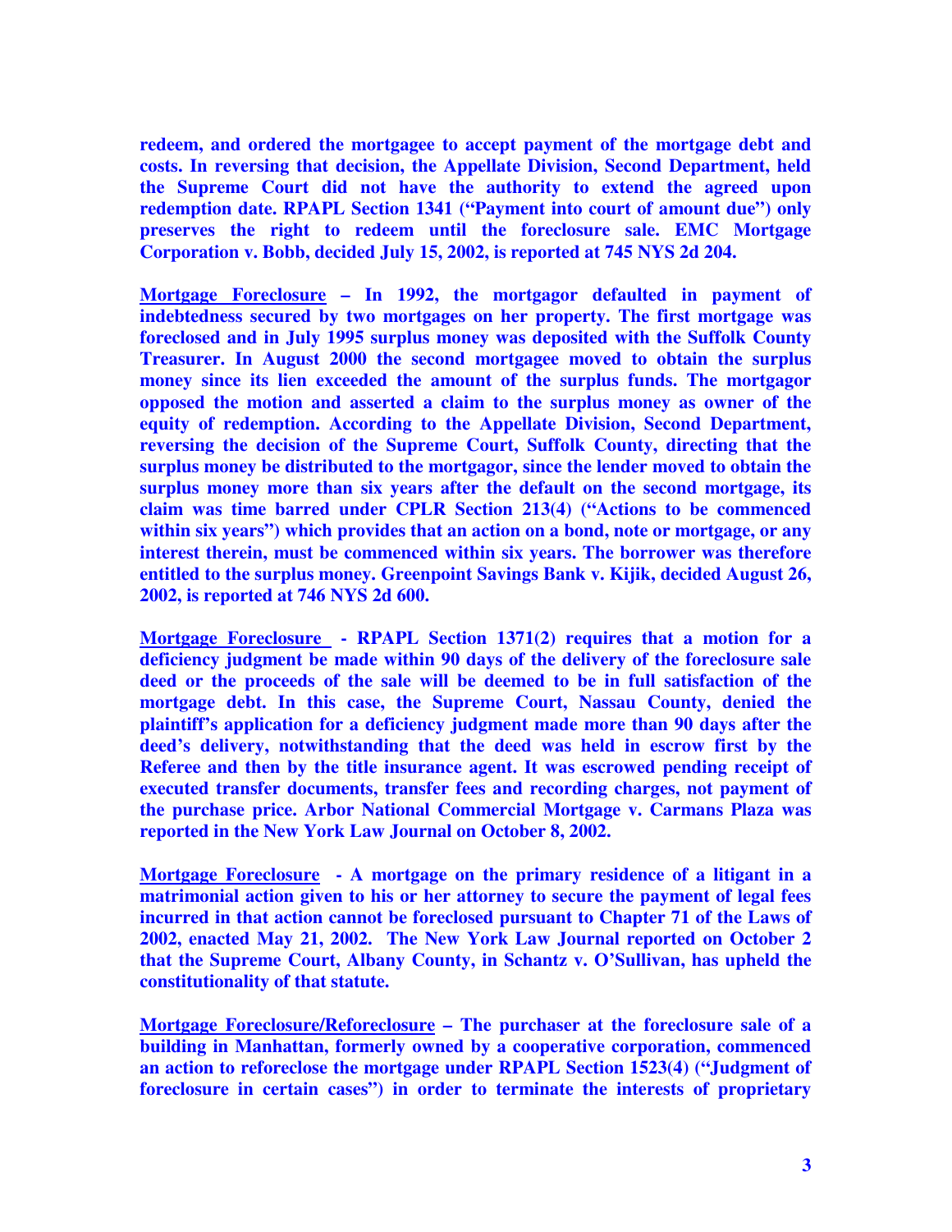**redeem, and ordered the mortgagee to accept payment of the mortgage debt and costs. In reversing that decision, the Appellate Division, Second Department, held the Supreme Court did not have the authority to extend the agreed upon redemption date. RPAPL Section 1341 ("Payment into court of amount due") only preserves the right to redeem until the foreclosure sale. EMC Mortgage Corporation v. Bobb, decided July 15, 2002, is reported at 745 NYS 2d 204.**

**Mortgage Foreclosure – In 1992, the mortgagor defaulted in payment of indebtedness secured by two mortgages on her property. The first mortgage was foreclosed and in July 1995 surplus money was deposited with the Suffolk County Treasurer. In August 2000 the second mortgagee moved to obtain the surplus money since its lien exceeded the amount of the surplus funds. The mortgagor opposed the motion and asserted a claim to the surplus money as owner of the equity of redemption. According to the Appellate Division, Second Department, reversing the decision of the Supreme Court, Suffolk County, directing that the surplus money be distributed to the mortgagor, since the lender moved to obtain the surplus money more than six years after the default on the second mortgage, its claim was time barred under CPLR Section 213(4) ("Actions to be commenced within six years") which provides that an action on a bond, note or mortgage, or any interest therein, must be commenced within six years. The borrower was therefore entitled to the surplus money. Greenpoint Savings Bank v. Kijik, decided August 26, 2002, is reported at 746 NYS 2d 600.**

**Mortgage Foreclosure - RPAPL Section 1371(2) requires that a motion for a deficiency judgment be made within 90 days of the delivery of the foreclosure sale deed or the proceeds of the sale will be deemed to be in full satisfaction of the mortgage debt. In this case, the Supreme Court, Nassau County, denied the plaintiff's application for a deficiency judgment made more than 90 days after the deed's delivery, notwithstanding that the deed was held in escrow first by the Referee and then by the title insurance agent. It was escrowed pending receipt of executed transfer documents, transfer fees and recording charges, not payment of the purchase price. Arbor National Commercial Mortgage v. Carmans Plaza was reported in the New York Law Journal on October 8, 2002.**

**Mortgage Foreclosure - A mortgage on the primary residence of a litigant in a matrimonial action given to his or her attorney to secure the payment of legal fees incurred in that action cannot be foreclosed pursuant to Chapter 71 of the Laws of 2002, enacted May 21, 2002. The New York Law Journal reported on October 2 that the Supreme Court, Albany County, in Schantz v. O'Sullivan, has upheld the constitutionality of that statute.**

**Mortgage Foreclosure/Reforeclosure – The purchaser at the foreclosure sale of a building in Manhattan, formerly owned by a cooperative corporation, commenced an action to reforeclose the mortgage under RPAPL Section 1523(4) ("Judgment of foreclosure in certain cases") in order to terminate the interests of proprietary**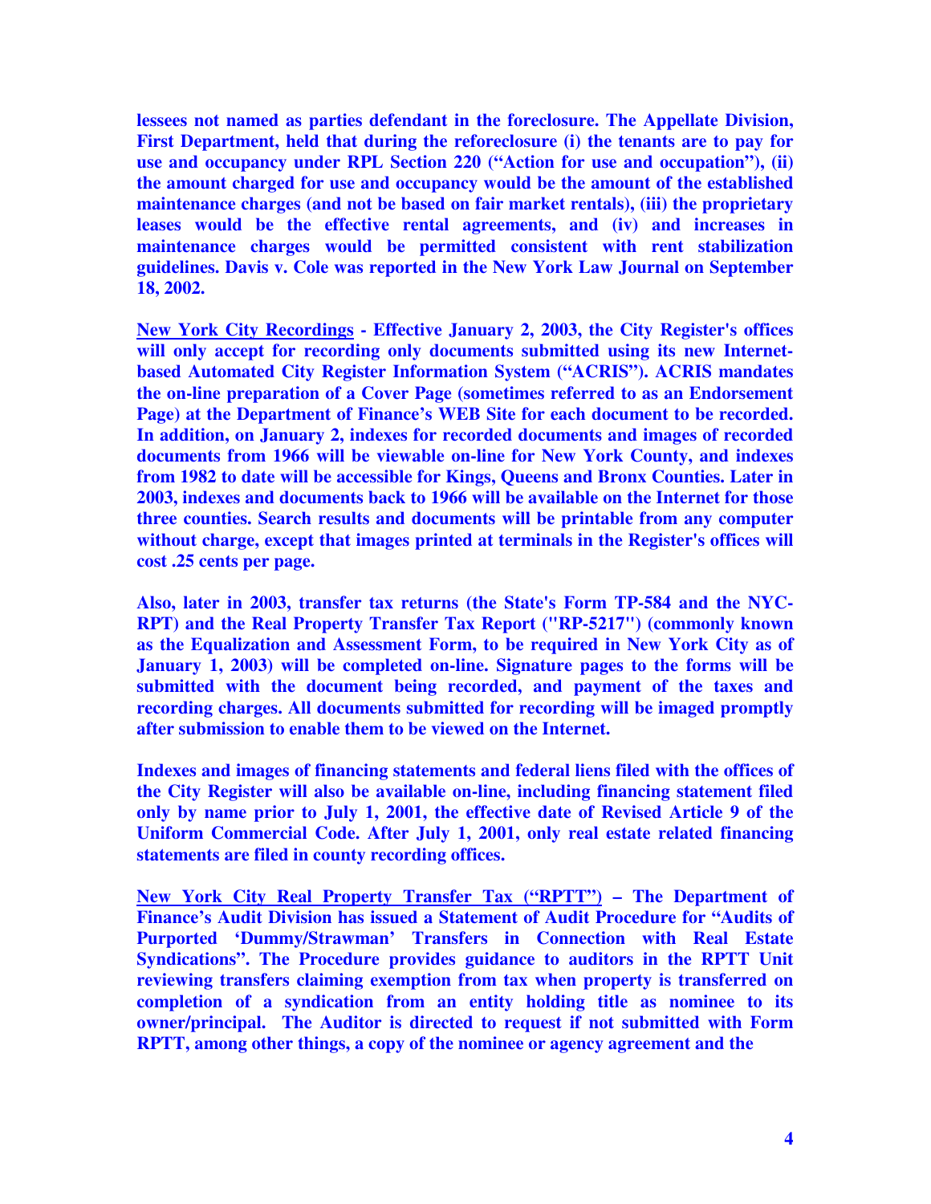**lessees not named as parties defendant in the foreclosure. The Appellate Division, First Department, held that during the reforeclosure (i) the tenants are to pay for use and occupancy under RPL Section 220 ("Action for use and occupation"), (ii) the amount charged for use and occupancy would be the amount of the established maintenance charges (and not be based on fair market rentals), (iii) the proprietary leases would be the effective rental agreements, and (iv) and increases in maintenance charges would be permitted consistent with rent stabilization guidelines. Davis v. Cole was reported in the New York Law Journal on September 18, 2002.**

**<u>New York City Recordings</u> - Effective January 2, 2003, the City Register's offices will only accept for recording only documents submitted using its new Internet-based Automated City Register Information System ("ACRIS"). ACRIS mandates the on-line preparation of a Cover Page (sometimes referred to as an Endorsement Page) at the Department of Finance's WEB Site for each document to be recorded. In addition, on January 2, indexes for recorded documents and images of recorded documents from 1966 will be viewable on-line for New York County, and indexes from 1982 to date will be accessible for Kings, Queens and Bronx Counties. Later in 2003, indexes and documents back to 1966 will be available on the Internet for those three counties. Search results and documents will be printable from any computer without charge, except that images printed at terminals in the Register's offices will cost .25 cents per page.**

**Also, later in 2003, transfer tax returns (the State's Form TP-584 and the NYC-RPT) and the Real Property Transfer Tax Report ("RP-5217") (commonly known as the Equalization and Assessment Form, to be required in New York City as of January 1, 2003) will be completed on-line. Signature pages to the forms will be submitted with the document being recorded, and payment of the taxes and recording charges. All documents submitted for recording will be imaged promptly after submission to enable them to be viewed on the Internet.**

**Indexes and images of financing statements and federal liens filed with the offices of the City Register will also be available on-line, including financing statement filed only by name prior to July 1, 2001, the effective date of Revised Article 9 of the Uniform Commercial Code. After July 1, 2001, only real estate related financing statements are filed in county recording offices.**

**<u>New York City Real Property Transfer Tax ("RPTT")</u> – The Department of Finance's Audit Division has issued a Statement of Audit Procedure for "Audits of Purported 'Dummy/Strawman' Transfers in Connection with Real Estate Syndications". The Procedure provides guidance to auditors in the RPTT Unit reviewing transfers claiming exemption from tax when property is transferred on completion of a syndication from an entity holding title as nominee to its owner/principal. The Auditor is directed to request if not submitted with Form RPTT, among other things, a copy of the nominee or agency agreement and the**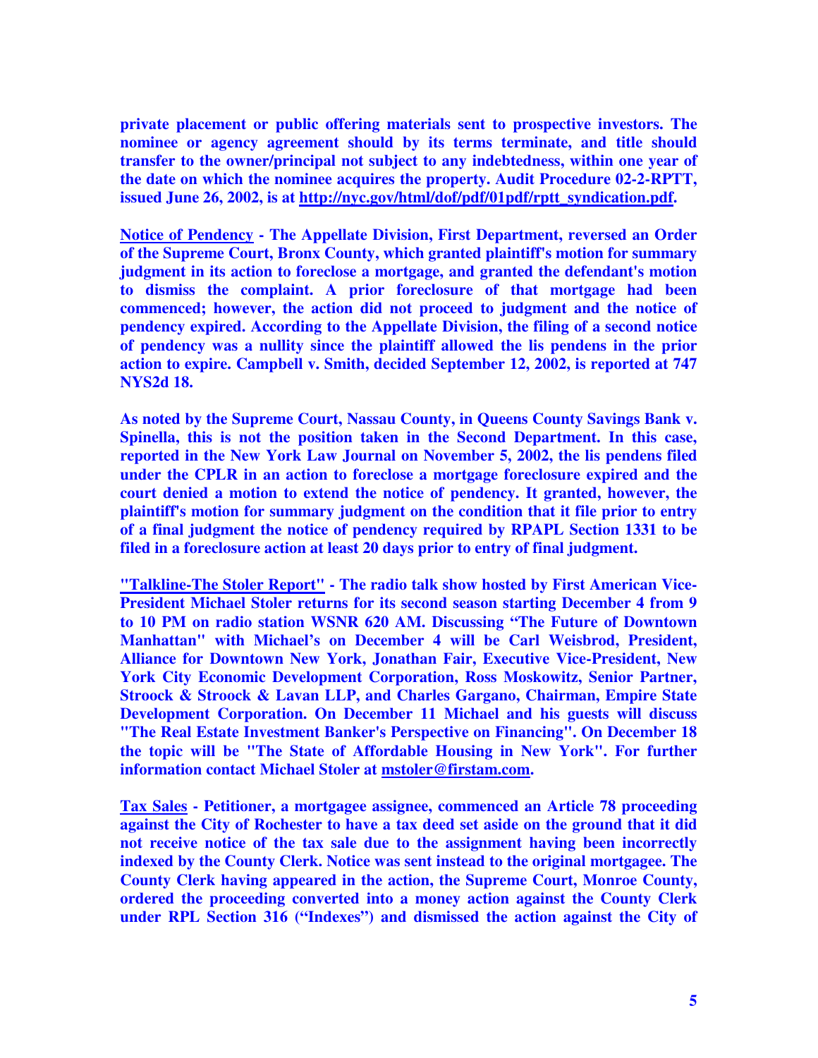**private placement or public offering materials sent to prospective investors. The nominee or agency agreement should by its terms terminate, and title should transfer to the owner/principal not subject to any indebtedness, within one year of the date on which the nominee acquires the property. Audit Procedure 02-2-RPTT, issued June 26, 2002, is at http://nyc.gov/html/dof/pdf/01pdf/rptt_syndication.pdf.**

**Notice of Pendency - The Appellate Division, First Department, reversed an Order of the Supreme Court, Bronx County, which granted plaintiff's motion for summary judgment in its action to foreclose a mortgage, and granted the defendant's motion to dismiss the complaint. A prior foreclosure of that mortgage had been commenced; however, the action did not proceed to judgment and the notice of pendency expired. According to the Appellate Division, the filing of a second notice of pendency was a nullity since the plaintiff allowed the lis pendens in the prior action to expire. Campbell v. Smith, decided September 12, 2002, is reported at 747 NYS2d 18.**

**As noted by the Supreme Court, Nassau County, in Queens County Savings Bank v. Spinella, this is not the position taken in the Second Department. In this case, reported in the New York Law Journal on November 5, 2002, the lis pendens filed under the CPLR in an action to foreclose a mortgage foreclosure expired and the court denied a motion to extend the notice of pendency. It granted, however, the plaintiff's motion for summary judgment on the condition that it file prior to entry of a final judgment the notice of pendency required by RPAPL Section 1331 to be filed in a foreclosure action at least 20 days prior to entry of final judgment.**

**"Talkline-The Stoler Report" - The radio talk show hosted by First American Vice-President Michael Stoler returns for its second season starting December 4 from 9 to 10 PM on radio station WSNR 620 AM. Discussing "The Future of Downtown Manhattan" with Michael's on December 4 will be Carl Weisbrod, President, Alliance for Downtown New York, Jonathan Fair, Executive Vice-President, New York City Economic Development Corporation, Ross Moskowitz, Senior Partner, Stroock & Stroock & Lavan LLP, and Charles Gargano, Chairman, Empire State Development Corporation. On December 11 Michael and his guests will discuss "The Real Estate Investment Banker's Perspective on Financing". On December 18 the topic will be "The State of Affordable Housing in New York". For further information contact Michael Stoler at mstoler@firstam.com.**

**Tax Sales - Petitioner, a mortgagee assignee, commenced an Article 78 proceeding against the City of Rochester to have a tax deed set aside on the ground that it did not receive notice of the tax sale due to the assignment having been incorrectly indexed by the County Clerk. Notice was sent instead to the original mortgagee. The County Clerk having appeared in the action, the Supreme Court, Monroe County, ordered the proceeding converted into a money action against the County Clerk under RPL Section 316 ("Indexes") and dismissed the action against the City of**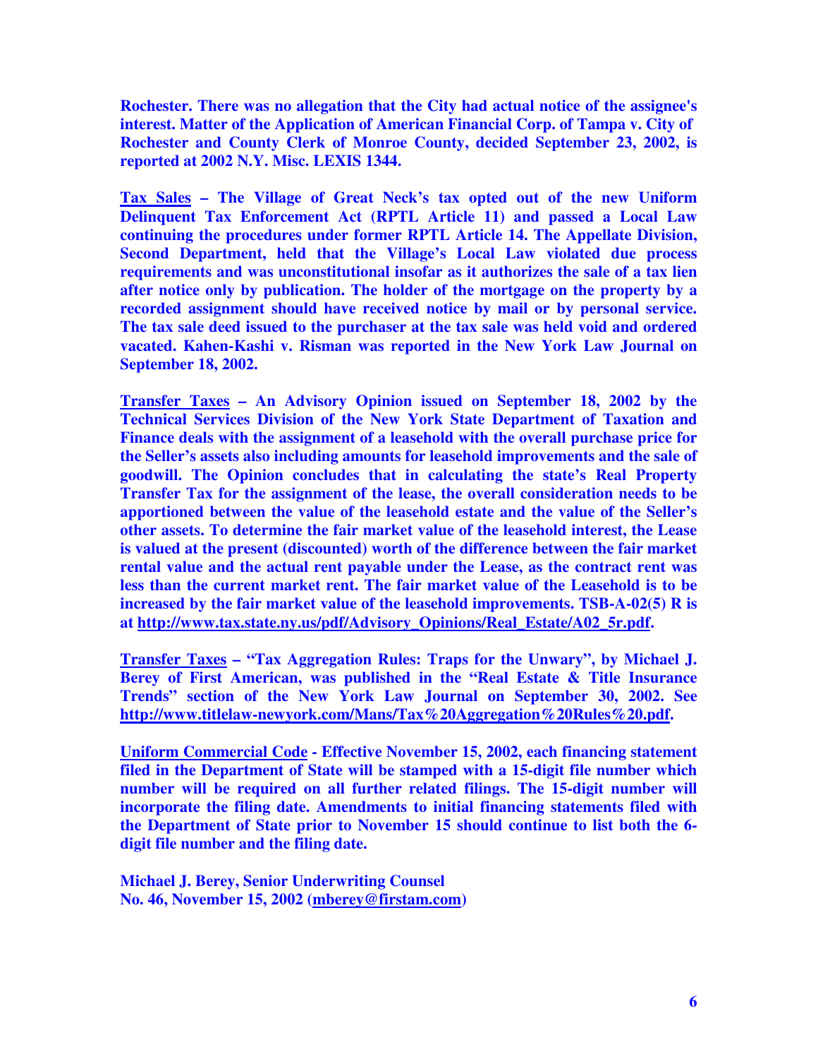**Rochester. There was no allegation that the City had actual notice of the assignee's interest. Matter of the Application of American Financial Corp. of Tampa v. City of Rochester and County Clerk of Monroe County, decided September 23, 2002, is reported at 2002 N.Y. Misc. LEXIS 1344.**

**Tax Sales – The Village of Great Neck's tax opted out of the new Uniform Delinquent Tax Enforcement Act (RPTL Article 11) and passed a Local Law continuing the procedures under former RPTL Article 14. The Appellate Division, Second Department, held that the Village's Local Law violated due process requirements and was unconstitutional insofar as it authorizes the sale of a tax lien after notice only by publication. The holder of the mortgage on the property by a recorded assignment should have received notice by mail or by personal service. The tax sale deed issued to the purchaser at the tax sale was held void and ordered vacated. Kahen-Kashi v. Risman was reported in the New York Law Journal on September 18, 2002.**

**Transfer Taxes – An Advisory Opinion issued on September 18, 2002 by the Technical Services Division of the New York State Department of Taxation and Finance deals with the assignment of a leasehold with the overall purchase price for the Seller's assets also including amounts for leasehold improvements and the sale of goodwill. The Opinion concludes that in calculating the state's Real Property Transfer Tax for the assignment of the lease, the overall consideration needs to be apportioned between the value of the leasehold estate and the value of the Seller's other assets. To determine the fair market value of the leasehold interest, the Lease is valued at the present (discounted) worth of the difference between the fair market rental value and the actual rent payable under the Lease, as the contract rent was less than the current market rent. The fair market value of the Leasehold is to be increased by the fair market value of the leasehold improvements. TSB-A-02(5) R is at http://www.tax.state.ny.us/pdf/Advisory_Opinions/Real_Estate/A02_5r.pdf.**

**Transfer Taxes – "Tax Aggregation Rules: Traps for the Unwary", by Michael J. Berey of First American, was published in the "Real Estate & Title Insurance Trends" section of the New York Law Journal on September 30, 2002. See http://www.titlelaw-newyork.com/Mans/Tax%20Aggregation%20Rules%20.pdf.**

**Uniform Commercial Code - Effective November 15, 2002, each financing statement filed in the Department of State will be stamped with a 15-digit file number which number will be required on all further related filings. The 15-digit number will incorporate the filing date. Amendments to initial financing statements filed with the Department of State prior to November 15 should continue to list both the 6-digit file number and the filing date.**

**Michael J. Berey, Senior Underwriting Counsel**
**No. 46, November 15, 2002 (mberey@firstam.com)**